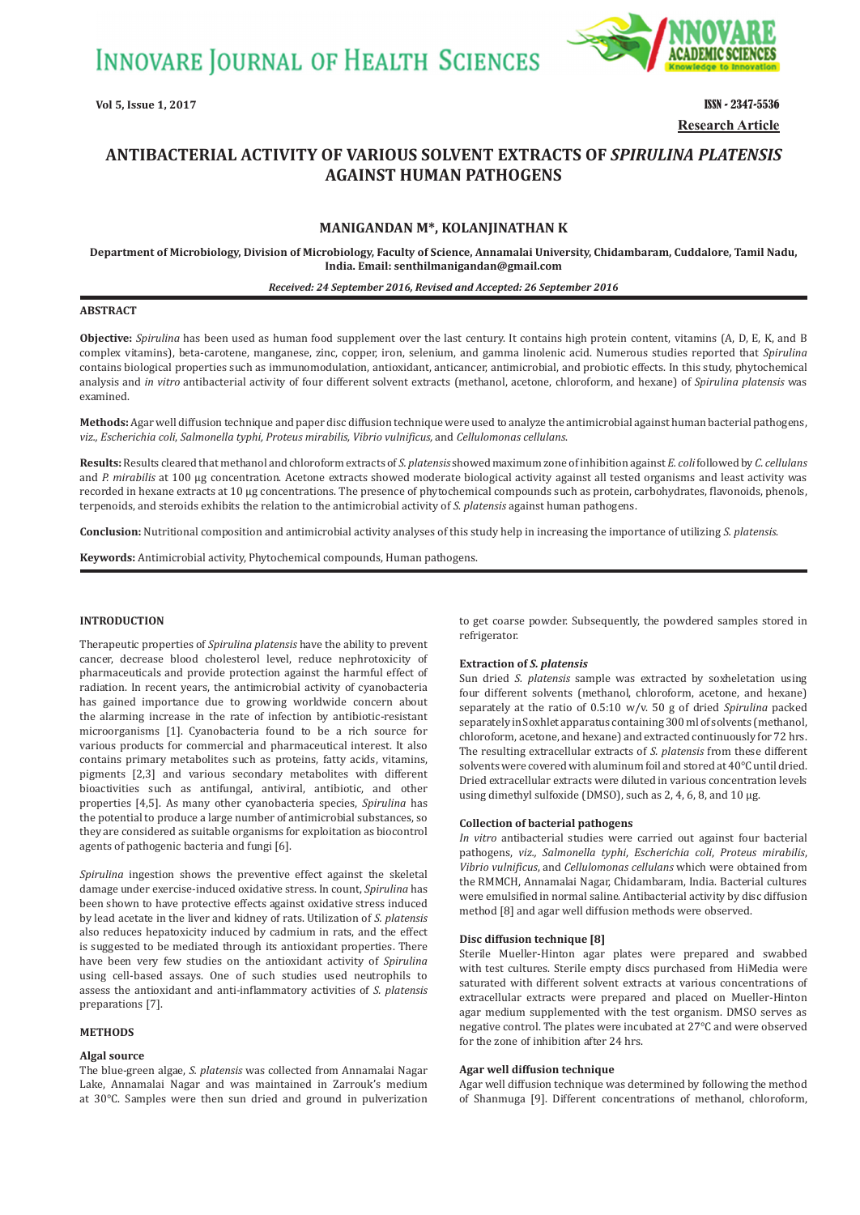# ANTIBACTERIAL ACTIVITY OF VARIOUS SOLVENT EXTRACTS OF *SPIRULINA PLATENSIS* AGAINST HUMAN PATHOGENS

**MANIGANDAN M\*, KOLANJINATHAN K**

**Department of Microbiology, Division of Microbiology, Faculty of Science, Annamalai University, Chidambaram, Cuddalore, Tamil Nadu, India. Email: senthilmanigandan@gmail.com**

***Received: 24 September 2016, Revised and Accepted: 26 September 2016***

## ABSTRACT

**Objective:** *Spirulina* has been used as human food supplement over the last century. It contains high protein content, vitamins (A, D, E, K, and B complex vitamins), beta-carotene, manganese, zinc, copper, iron, selenium, and gamma linolenic acid. Numerous studies reported that *Spirulina* contains biological properties such as immunomodulation, antioxidant, anticancer, antimicrobial, and probiotic effects. In this study, phytochemical analysis and *in vitro* antibacterial activity of four different solvent extracts (methanol, acetone, chloroform, and hexane) of *Spirulina platensis* was examined.

**Methods:** Agar well diffusion technique and paper disc diffusion technique were used to analyze the antimicrobial against human bacterial pathogens, *viz., Escherichia coli*, *Salmonella typhi*, *Proteus mirabilis*, *Vibrio vulnificus,* and *Cellulomonas cellulans.*

**Results:** Results cleared that methanol and chloroform extracts of *S. platensis* showed maximum zone of inhibition against *E. coli* followed by *C. cellulans* and *P. mirabilis* at 100 µg concentration. Acetone extracts showed moderate biological activity against all tested organisms and least activity was recorded in hexane extracts at 10 µg concentrations. The presence of phytochemical compounds such as protein, carbohydrates, flavonoids, phenols, terpenoids, and steroids exhibits the relation to the antimicrobial activity of *S. platensis* against human pathogens.

**Conclusion:** Nutritional composition and antimicrobial activity analyses of this study help in increasing the importance of utilizing *S. platensis.*

**Keywords:** Antimicrobial activity, Phytochemical compounds, Human pathogens.

## INTRODUCTION

Therapeutic properties of *Spirulina platensis* have the ability to prevent cancer, decrease blood cholesterol level, reduce nephrotoxicity of pharmaceuticals and provide protection against the harmful effect of radiation. In recent years, the antimicrobial activity of cyanobacteria has gained importance due to growing worldwide concern about the alarming increase in the rate of infection by antibiotic-resistant microorganisms [1]. Cyanobacteria found to be a rich source for various products for commercial and pharmaceutical interest. It also contains primary metabolites such as proteins, fatty acids, vitamins, pigments [2,3] and various secondary metabolites with different bioactivities such as antifungal, antiviral, antibiotic, and other properties [4,5]. As many other cyanobacteria species, *Spirulina* has the potential to produce a large number of antimicrobial substances, so they are considered as suitable organisms for exploitation as biocontrol agents of pathogenic bacteria and fungi [6].

*Spirulina* ingestion shows the preventive effect against the skeletal damage under exercise-induced oxidative stress. In count, *Spirulina* has been shown to have protective effects against oxidative stress induced by lead acetate in the liver and kidney of rats. Utilization of *S. platensis* also reduces hepatoxicity induced by cadmium in rats, and the effect is suggested to be mediated through its antioxidant properties. There have been very few studies on the antioxidant activity of *Spirulina* using cell-based assays. One of such studies used neutrophils to assess the antioxidant and anti-inflammatory activities of *S. platensis* preparations [7].

## METHODS

### Algal source

The blue-green algae, *S. platensis* was collected from Annamalai Nagar Lake, Annamalai Nagar and was maintained in Zarrouk's medium at 30°C. Samples were then sun dried and ground in pulverization to get coarse powder. Subsequently, the powdered samples stored in refrigerator.

### Extraction of *S. platensis*

Sun dried *S. platensis* sample was extracted by soxheletation using four different solvents (methanol, chloroform, acetone, and hexane) separately at the ratio of 0.5:10 w/v. 50 g of dried *Spirulina* packed separately in Soxhlet apparatus containing 300 ml of solvents (methanol, chloroform, acetone, and hexane) and extracted continuously for 72 hrs. The resulting extracellular extracts of *S. platensis* from these different solvents were covered with aluminum foil and stored at 40°C until dried. Dried extracellular extracts were diluted in various concentration levels using dimethyl sulfoxide (DMSO), such as 2, 4, 6, 8, and 10 µg.

### Collection of bacterial pathogens

*In vitro* antibacterial studies were carried out against four bacterial pathogens, *viz., Salmonella typhi*, *Escherichia coli*, *Proteus mirabilis*, *Vibrio vulnificus*, and *Cellulomonas cellulans* which were obtained from the RMMCH, Annamalai Nagar, Chidambaram, India. Bacterial cultures were emulsified in normal saline. Antibacterial activity by disc diffusion method [8] and agar well diffusion methods were observed.

### Disc diffusion technique [8]

Sterile Mueller-Hinton agar plates were prepared and swabbed with test cultures. Sterile empty discs purchased from HiMedia were saturated with different solvent extracts at various concentrations of extracellular extracts were prepared and placed on Mueller-Hinton agar medium supplemented with the test organism. DMSO serves as negative control. The plates were incubated at 27°C and were observed for the zone of inhibition after 24 hrs.

### Agar well diffusion technique

Agar well diffusion technique was determined by following the method of Shanmuga [9]. Different concentrations of methanol, chloroform,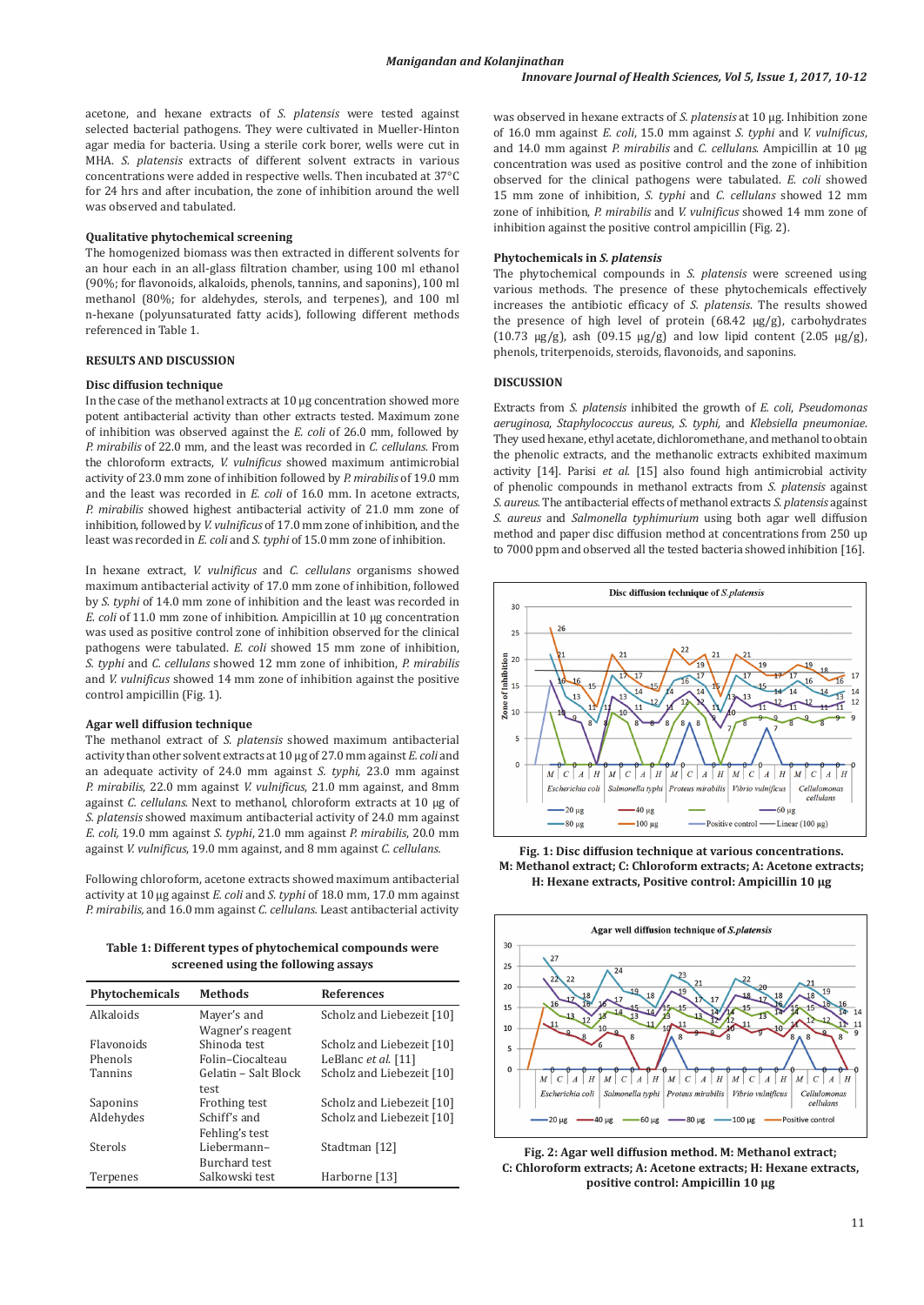acetone, and hexane extracts of *S. platensis* were tested against selected bacterial pathogens. They were cultivated in Mueller-Hinton agar media for bacteria. Using a sterile cork borer, wells were cut in MHA. *S. platensis* extracts of different solvent extracts in various concentrations were added in respective wells. Then incubated at 37°C for 24 hrs and after incubation, the zone of inhibition around the well was observed and tabulated.

### Qualitative phytochemical screening

The homogenized biomass was then extracted in different solvents for an hour each in an all-glass filtration chamber, using 100 ml ethanol (90%; for flavonoids, alkaloids, phenols, tannins, and saponins), 100 ml methanol (80%; for aldehydes, sterols, and terpenes), and 100 ml n-hexane (polyunsaturated fatty acids), following different methods referenced in Table 1.

**Table 1: Different types of phytochemical compounds were screened using the following assays**

| Phytochemicals | Methods | References |
|---|---|---|
| Alkaloids | Mayer's and Wagner's reagent | Scholz and Liebezeit [10] |
| Flavonoids | Shinoda test | Scholz and Liebezeit [10] |
| Phenols | Folin–Ciocalteau | LeBlanc *et al.* [11] |
| Tannins | Gelatin – Salt Block test | Scholz and Liebezeit [10] |
| Saponins | Frothing test | Scholz and Liebezeit [10] |
| Aldehydes | Schiff's and Fehling's test | Scholz and Liebezeit [10] |
| Sterols | Liebermann–Burchard test | Stadtman [12] |
| Terpenes | Salkowski test | Harborne [13] |

## RESULTS AND DISCUSSION

### Disc diffusion technique

In the case of the methanol extracts at 10 µg concentration showed more potent antibacterial activity than other extracts tested. Maximum zone of inhibition was observed against the *E. coli* of 26.0 mm, followed by *P. mirabilis* of 22.0 mm, and the least was recorded in *C. cellulans*. From the chloroform extracts, *V. vulnificus* showed maximum antimicrobial activity of 23.0 mm zone of inhibition followed by *P. mirabilis* of 19.0 mm and the least was recorded in *E. coli* of 16.0 mm. In acetone extracts, *P. mirabilis* showed highest antibacterial activity of 21.0 mm zone of inhibition, followed by *V. vulnificus* of 17.0 mm zone of inhibition, and the least was recorded in *E. coli* and *S. typhi* of 15.0 mm zone of inhibition.

In hexane extract, *V. vulnificus* and *C. cellulans* organisms showed maximum antibacterial activity of 17.0 mm zone of inhibition, followed by *S. typhi* of 14.0 mm zone of inhibition and the least was recorded in *E. coli* of 11.0 mm zone of inhibition. Ampicillin at 10 µg concentration was used as positive control zone of inhibition observed for the clinical pathogens were tabulated. *E. coli* showed 15 mm zone of inhibition, *S. typhi* and *C. cellulans* showed 12 mm zone of inhibition, *P. mirabilis* and *V. vulnificus* showed 14 mm zone of inhibition against the positive control ampicillin (Fig. 1).

### Agar well diffusion technique

The methanol extract of *S. platensis* showed maximum antibacterial activity than other solvent extracts at 10 µg of 27.0 mm against *E. coli* and an adequate activity of 24.0 mm against *S. typhi*, 23.0 mm against *P. mirabilis*, 22.0 mm against *V. vulnificus*, 21.0 mm against, and 8mm against *C. cellulans*. Next to methanol, chloroform extracts at 10 µg of *S. platensis* showed maximum antibacterial activity of 24.0 mm against *E. coli*, 19.0 mm against *S. typhi*, 21.0 mm against *P. mirabilis*, 20.0 mm against *V. vulnificus*, 19.0 mm against, and 8 mm against *C. cellulans*.

Following chloroform, acetone extracts showed maximum antibacterial activity at 10 µg against *E. coli* and *S. typhi* of 18.0 mm, 17.0 mm against *P. mirabilis*, and 16.0 mm against *C. cellulans*. Least antibacterial activity was observed in hexane extracts of *S. platensis* at 10 µg. Inhibition zone of 16.0 mm against *E. coli*, 15.0 mm against *S. typhi* and *V. vulnificus*, and 14.0 mm against *P. mirabilis* and *C. cellulans*. Ampicillin at 10 µg concentration was used as positive control and the zone of inhibition observed for the clinical pathogens were tabulated. *E. coli* showed 15 mm zone of inhibition, *S. typhi* and *C. cellulans* showed 12 mm zone of inhibition, *P. mirabilis* and *V. vulnificus* showed 14 mm zone of inhibition against the positive control ampicillin (Fig. 2).

### Phytochemicals in *S. platensis*

The phytochemical compounds in *S. platensis* were screened using various methods. The presence of these phytochemicals effectively increases the antibiotic efficacy of *S. platensis*. The results showed the presence of high level of protein (68.42 µg/g), carbohydrates (10.73 µg/g), ash (09.15 µg/g) and low lipid content (2.05 µg/g), phenols, triterpenoids, steroids, flavonoids, and saponins.

## DISCUSSION

Extracts from *S. platensis* inhibited the growth of *E. coli*, *Pseudomonas aeruginosa*, *Staphylococcus aureus*, *S. typhi*, and *Klebsiella pneumoniae*. They used hexane, ethyl acetate, dichloromethane, and methanol to obtain the phenolic extracts, and the methanolic extracts exhibited maximum activity [14]. Parisi *et al.* [15] also found high antimicrobial activity of phenolic compounds in methanol extracts from *S. platensis* against *S. aureus*. The antibacterial effects of methanol extracts *S. platensis* against *S. aureus* and *Salmonella typhimurium* using both agar well diffusion method and paper disc diffusion method at concentrations from 250 up to 7000 ppm and observed all the tested bacteria showed inhibition [16].

**Fig. 1: Disc diffusion technique at various concentrations. M: Methanol extract; C: Chloroform extracts; A: Acetone extracts; H: Hexane extracts, Positive control: Ampicillin 10 µg**

**Fig. 2: Agar well diffusion method. M: Methanol extract; C: Chloroform extracts; A: Acetone extracts; H: Hexane extracts, positive control: Ampicillin 10 µg**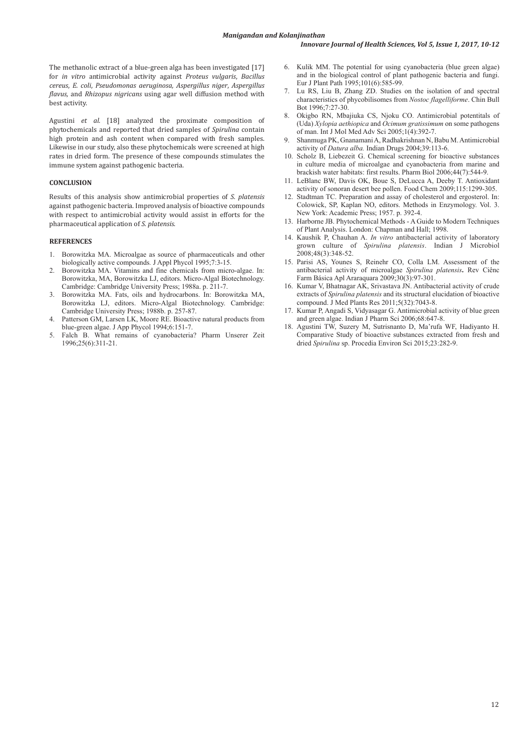The methanolic extract of a blue-green alga has been investigated [17] for *in vitro* antimicrobial activity against *Proteus vulgaris*, *Bacillus cereus*, *E. coli*, *Pseudomonas aeruginosa, Aspergillus niger*, *Aspergillus flavus,* and *Rhizopus nigricans* using agar well diffusion method with best activity.

Agustini *et al.* [18] analyzed the proximate composition of phytochemicals and reported that dried samples of *Spirulina* contain high protein and ash content when compared with fresh samples. Likewise in our study, also these phytochemicals were screened at high rates in dried form. The presence of these compounds stimulates the immune system against pathogenic bacteria.

## CONCLUSION

Results of this analysis show antimicrobial properties of *S. platensis* against pathogenic bacteria. Improved analysis of bioactive compounds with respect to antimicrobial activity would assist in efforts for the pharmaceutical application of *S. platensis.*

## REFERENCES

1. Borowitzka MA. Microalgae as source of pharmaceuticals and other biologically active compounds. J Appl Phycol 1995;7:3-15.
2. Borowitzka MA. Vitamins and fine chemicals from micro-algae. In: Borowitzka, MA, Borowitzka LJ, editors. Micro-Algal Biotechnology. Cambridge: Cambridge University Press; 1988a. p. 211-7.
3. Borowitzka MA. Fats, oils and hydrocarbons. In: Borowitzka MA, Borowitzka LJ, editors. Micro-Algal Biotechnology. Cambridge: Cambridge University Press; 1988b. p. 257-87.
4. Patterson GM, Larsen LK, Moore RE. Bioactive natural products from blue-green algae. J App Phycol 1994;6:151-7.
5. Falch B. What remains of cyanobacteria? Pharm Unserer Zeit 1996;25(6):311-21.
6. Kulik MM. The potential for using cyanobacteria (blue green algae) and in the biological control of plant pathogenic bacteria and fungi. Eur J Plant Path 1995;101(6):585-99.
7. Lu RS, Liu B, Zhang ZD. Studies on the isolation of and spectral characteristics of phycobilisomes from *Nostoc flagelliforme*. Chin Bull Bot 1996;7:27-30.
8. Okigbo RN, Mbajiuka CS, Njoku CO. Antimicrobial potentitals of (Uda) *Xylopia aethiopica* and *Ocimum gratissimum* on some pathogens of man. Int J Mol Med Adv Sci 2005;1(4):392-7.
9. Shanmuga PK, Gnanamani A, Radhakrishnan N, Babu M. Antimicrobial activity of *Datura alba.* Indian Drugs 2004;39:113-6.
10. Scholz B, Liebezeit G. Chemical screening for bioactive substances in culture media of microalgae and cyanobacteria from marine and brackish water habitats: first results. Pharm Biol 2006;44(7):544-9.
11. LeBlanc BW, Davis OK, Boue S, DeLucca A, Deeby T. Antioxidant activity of sonoran desert bee pollen. Food Chem 2009;115:1299-305.
12. Stadtman TC. Preparation and assay of cholesterol and ergosterol. In: Colowick, SP, Kaplan NO, editors. Methods in Enzymology. Vol. 3. New York: Academic Press; 1957. p. 392-4.
13. Harborne JB. Phytochemical Methods - A Guide to Modern Techniques of Plant Analysis. London: Chapman and Hall; 1998.
14. Kaushik P, Chauhan A. *In vitro* antibacterial activity of laboratory grown culture of *Spirulina platensis*. Indian J Microbiol 2008;48(3):348-52.
15. Parisi AS, Younes S, Reinehr CO, Colla LM. Assessment of the antibacterial activity of microalgae *Spirulina platensis***.** Rev Ciênc Farm Básica Apl Araraquara 2009;30(3):97-301.
16. Kumar V, Bhatnagar AK, Srivastava JN. Antibacterial activity of crude extracts of *Spirulina platensis* and its structural elucidation of bioactive compound. J Med Plants Res 2011;5(32):7043-8.
17. Kumar P, Angadi S, Vidyasagar G. Antimicrobial activity of blue green and green algae. Indian J Pharm Sci 2006;68:647-8.
18. Agustini TW, Suzery M, Sutrisnanto D, Ma'rufa WF, Hadiyanto H. Comparative Study of bioactive substances extracted from fresh and dried *Spirulina* sp. Procedia Environ Sci 2015;23:282-9.